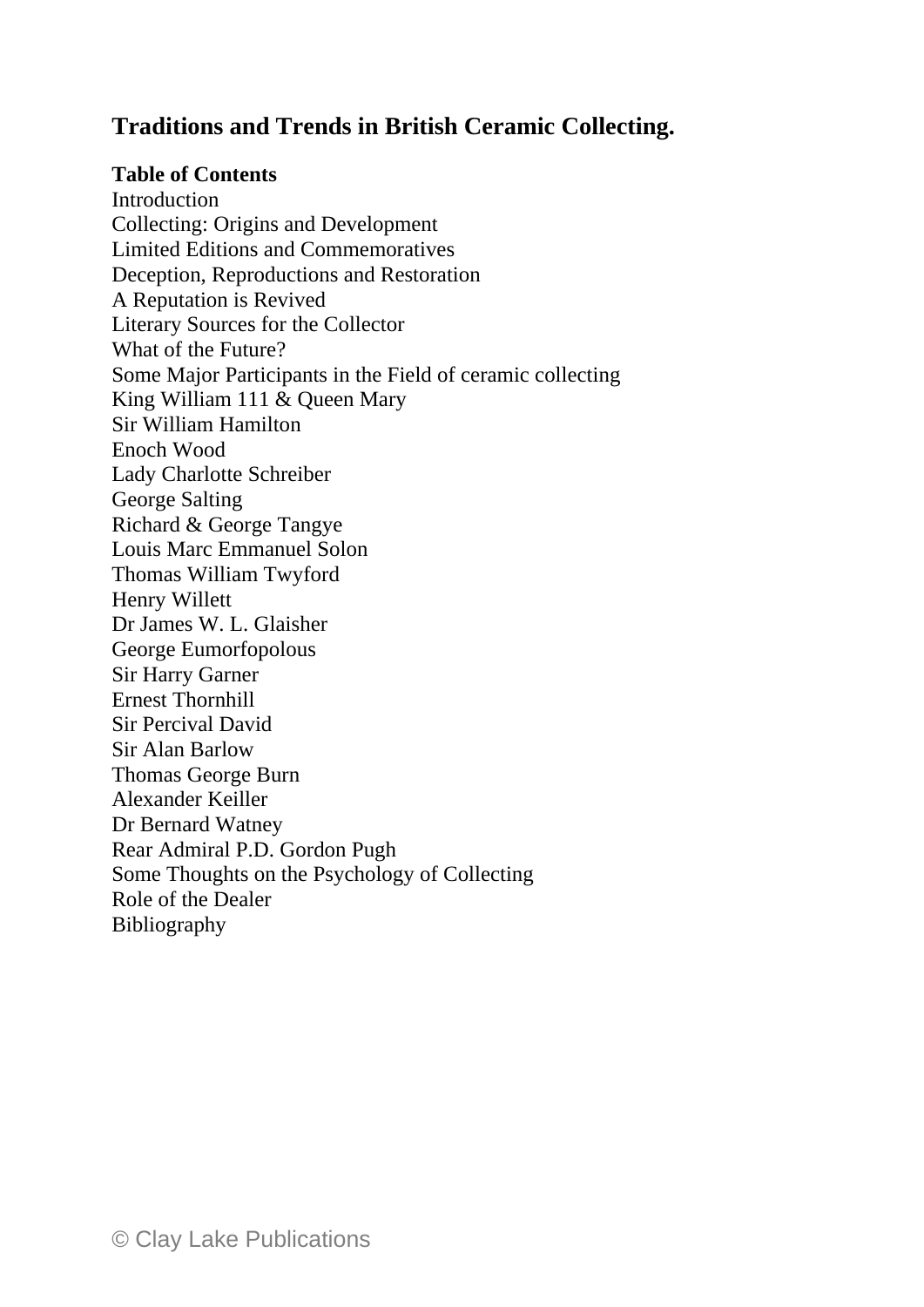# Traditions and Trends in British Ceramic Collecting.

**Table of Contents**

Introduction
Collecting: Origins and Development
Limited Editions and Commemoratives
Deception, Reproductions and Restoration
A Reputation is Revived
Literary Sources for the Collector
What of the Future?
Some Major Participants in the Field of ceramic collecting
King William 111 & Queen Mary
Sir William Hamilton
Enoch Wood
Lady Charlotte Schreiber
George Salting
Richard & George Tangye
Louis Marc Emmanuel Solon
Thomas William Twyford
Henry Willett
Dr James W. L. Glaisher
George Eumorfopolous
Sir Harry Garner
Ernest Thornhill
Sir Percival David
Sir Alan Barlow
Thomas George Burn
Alexander Keiller
Dr Bernard Watney
Rear Admiral P.D. Gordon Pugh
Some Thoughts on the Psychology of Collecting
Role of the Dealer
Bibliography

© Clay Lake Publications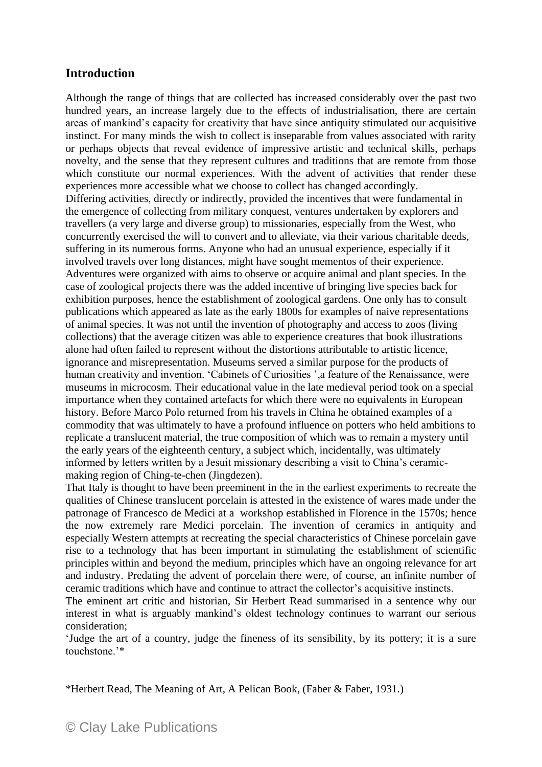## Introduction

Although the range of things that are collected has increased considerably over the past two hundred years, an increase largely due to the effects of industrialisation, there are certain areas of mankind's capacity for creativity that have since antiquity stimulated our acquisitive instinct. For many minds the wish to collect is inseparable from values associated with rarity or perhaps objects that reveal evidence of impressive artistic and technical skills, perhaps novelty, and the sense that they represent cultures and traditions that are remote from those which constitute our normal experiences. With the advent of activities that render these experiences more accessible what we choose to collect has changed accordingly.

Differing activities, directly or indirectly, provided the incentives that were fundamental in the emergence of collecting from military conquest, ventures undertaken by explorers and travellers (a very large and diverse group) to missionaries, especially from the West, who concurrently exercised the will to convert and to alleviate, via their various charitable deeds, suffering in its numerous forms. Anyone who had an unusual experience, especially if it involved travels over long distances, might have sought mementos of their experience. Adventures were organized with aims to observe or acquire animal and plant species. In the case of zoological projects there was the added incentive of bringing live species back for exhibition purposes, hence the establishment of zoological gardens. One only has to consult publications which appeared as late as the early 1800s for examples of naive representations of animal species. It was not until the invention of photography and access to zoos (living collections) that the average citizen was able to experience creatures that book illustrations alone had often failed to represent without the distortions attributable to artistic licence, ignorance and misrepresentation. Museums served a similar purpose for the products of human creativity and invention. 'Cabinets of Curiosities ',a feature of the Renaissance, were museums in microcosm. Their educational value in the late medieval period took on a special importance when they contained artefacts for which there were no equivalents in European history. Before Marco Polo returned from his travels in China he obtained examples of a commodity that was ultimately to have a profound influence on potters who held ambitions to replicate a translucent material, the true composition of which was to remain a mystery until the early years of the eighteenth century, a subject which, incidentally, was ultimately informed by letters written by a Jesuit missionary describing a visit to China's ceramic-making region of Ching-te-chen (Jingdezen).

That Italy is thought to have been preeminent in the in the earliest experiments to recreate the qualities of Chinese translucent porcelain is attested in the existence of wares made under the patronage of Francesco de Medici at a workshop established in Florence in the 1570s; hence the now extremely rare Medici porcelain. The invention of ceramics in antiquity and especially Western attempts at recreating the special characteristics of Chinese porcelain gave rise to a technology that has been important in stimulating the establishment of scientific principles within and beyond the medium, principles which have an ongoing relevance for art and industry. Predating the advent of porcelain there were, of course, an infinite number of ceramic traditions which have and continue to attract the collector's acquisitive instincts.

The eminent art critic and historian, Sir Herbert Read summarised in a sentence why our interest in what is arguably mankind's oldest technology continues to warrant our serious consideration;

'Judge the art of a country, judge the fineness of its sensibility, by its pottery; it is a sure touchstone.'*

*Herbert Read, The Meaning of Art, A Pelican Book, (Faber & Faber, 1931.)

© Clay Lake Publications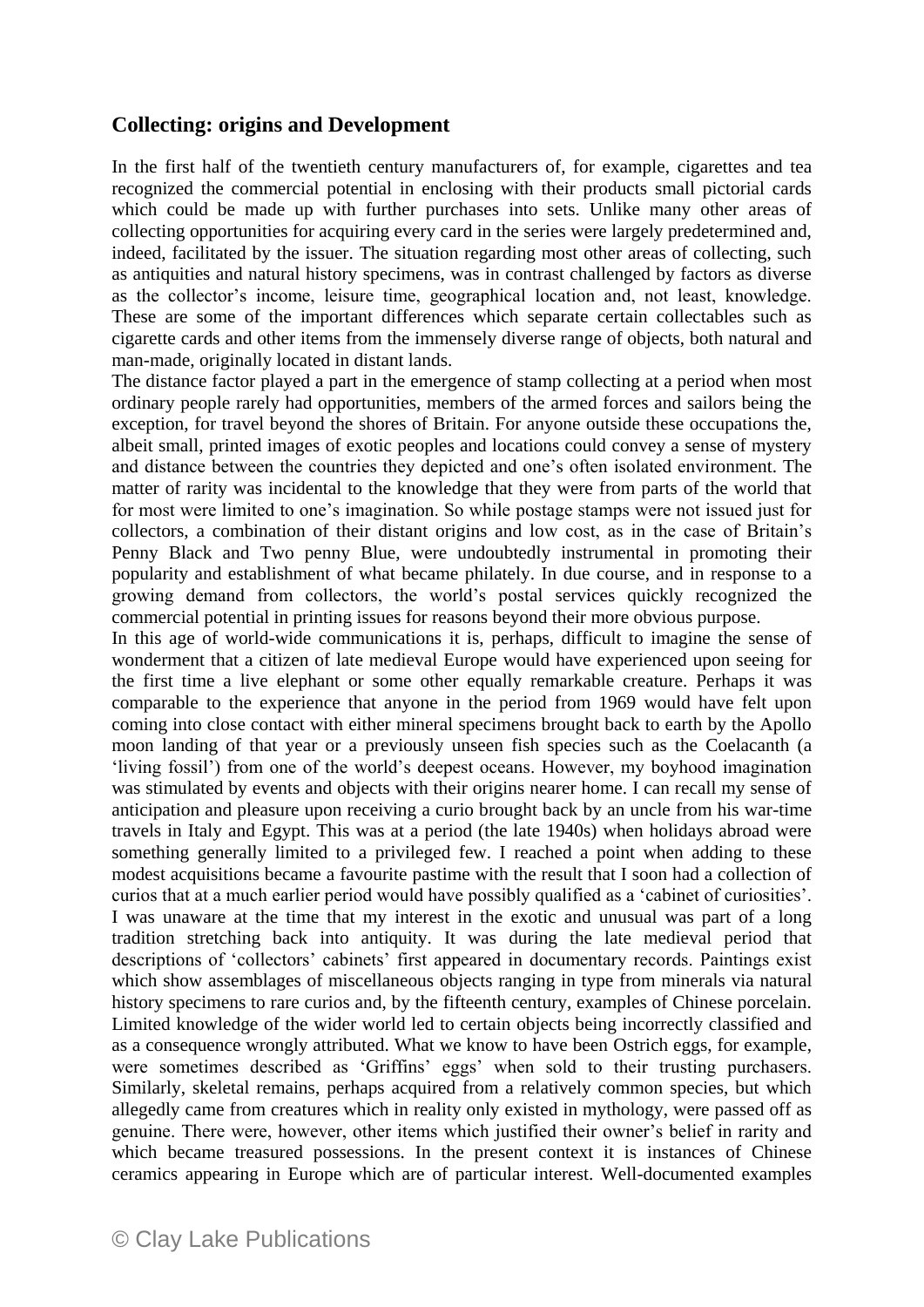## Collecting: origins and Development

In the first half of the twentieth century manufacturers of, for example, cigarettes and tea recognized the commercial potential in enclosing with their products small pictorial cards which could be made up with further purchases into sets. Unlike many other areas of collecting opportunities for acquiring every card in the series were largely predetermined and, indeed, facilitated by the issuer. The situation regarding most other areas of collecting, such as antiquities and natural history specimens, was in contrast challenged by factors as diverse as the collector's income, leisure time, geographical location and, not least, knowledge. These are some of the important differences which separate certain collectables such as cigarette cards and other items from the immensely diverse range of objects, both natural and man-made, originally located in distant lands.

The distance factor played a part in the emergence of stamp collecting at a period when most ordinary people rarely had opportunities, members of the armed forces and sailors being the exception, for travel beyond the shores of Britain. For anyone outside these occupations the, albeit small, printed images of exotic peoples and locations could convey a sense of mystery and distance between the countries they depicted and one's often isolated environment. The matter of rarity was incidental to the knowledge that they were from parts of the world that for most were limited to one's imagination. So while postage stamps were not issued just for collectors, a combination of their distant origins and low cost, as in the case of Britain's Penny Black and Two penny Blue, were undoubtedly instrumental in promoting their popularity and establishment of what became philately. In due course, and in response to a growing demand from collectors, the world's postal services quickly recognized the commercial potential in printing issues for reasons beyond their more obvious purpose.

In this age of world-wide communications it is, perhaps, difficult to imagine the sense of wonderment that a citizen of late medieval Europe would have experienced upon seeing for the first time a live elephant or some other equally remarkable creature. Perhaps it was comparable to the experience that anyone in the period from 1969 would have felt upon coming into close contact with either mineral specimens brought back to earth by the Apollo moon landing of that year or a previously unseen fish species such as the Coelacanth (a 'living fossil') from one of the world's deepest oceans. However, my boyhood imagination was stimulated by events and objects with their origins nearer home. I can recall my sense of anticipation and pleasure upon receiving a curio brought back by an uncle from his war-time travels in Italy and Egypt. This was at a period (the late 1940s) when holidays abroad were something generally limited to a privileged few. I reached a point when adding to these modest acquisitions became a favourite pastime with the result that I soon had a collection of curios that at a much earlier period would have possibly qualified as a 'cabinet of curiosities'. I was unaware at the time that my interest in the exotic and unusual was part of a long tradition stretching back into antiquity. It was during the late medieval period that descriptions of 'collectors' cabinets' first appeared in documentary records. Paintings exist which show assemblages of miscellaneous objects ranging in type from minerals via natural history specimens to rare curios and, by the fifteenth century, examples of Chinese porcelain. Limited knowledge of the wider world led to certain objects being incorrectly classified and as a consequence wrongly attributed. What we know to have been Ostrich eggs, for example, were sometimes described as 'Griffins' eggs' when sold to their trusting purchasers. Similarly, skeletal remains, perhaps acquired from a relatively common species, but which allegedly came from creatures which in reality only existed in mythology, were passed off as genuine. There were, however, other items which justified their owner's belief in rarity and which became treasured possessions. In the present context it is instances of Chinese ceramics appearing in Europe which are of particular interest. Well-documented examples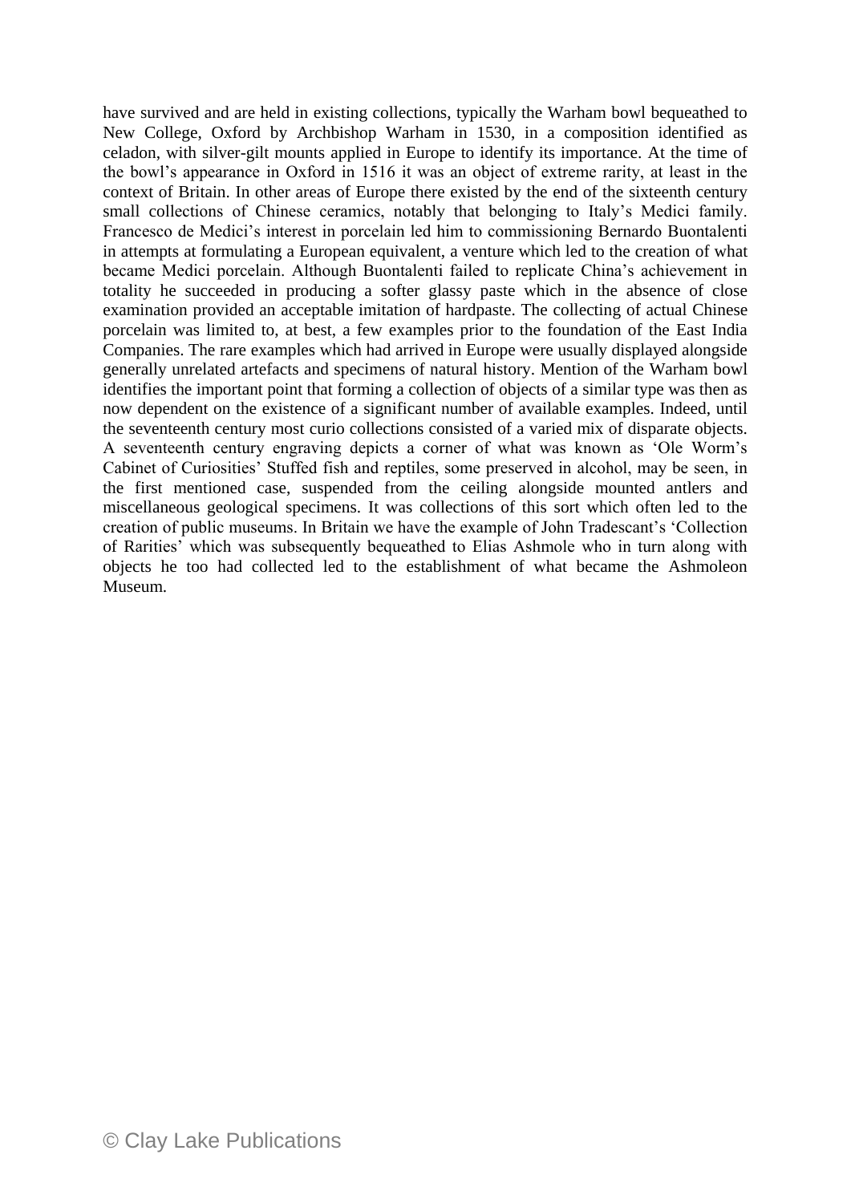have survived and are held in existing collections, typically the Warham bowl bequeathed to New College, Oxford by Archbishop Warham in 1530, in a composition identified as celadon, with silver-gilt mounts applied in Europe to identify its importance. At the time of the bowl's appearance in Oxford in 1516 it was an object of extreme rarity, at least in the context of Britain. In other areas of Europe there existed by the end of the sixteenth century small collections of Chinese ceramics, notably that belonging to Italy's Medici family. Francesco de Medici's interest in porcelain led him to commissioning Bernardo Buontalenti in attempts at formulating a European equivalent, a venture which led to the creation of what became Medici porcelain. Although Buontalenti failed to replicate China's achievement in totality he succeeded in producing a softer glassy paste which in the absence of close examination provided an acceptable imitation of hardpaste. The collecting of actual Chinese porcelain was limited to, at best, a few examples prior to the foundation of the East India Companies. The rare examples which had arrived in Europe were usually displayed alongside generally unrelated artefacts and specimens of natural history. Mention of the Warham bowl identifies the important point that forming a collection of objects of a similar type was then as now dependent on the existence of a significant number of available examples. Indeed, until the seventeenth century most curio collections consisted of a varied mix of disparate objects. A seventeenth century engraving depicts a corner of what was known as 'Ole Worm's Cabinet of Curiosities' Stuffed fish and reptiles, some preserved in alcohol, may be seen, in the first mentioned case, suspended from the ceiling alongside mounted antlers and miscellaneous geological specimens. It was collections of this sort which often led to the creation of public museums. In Britain we have the example of John Tradescant's 'Collection of Rarities' which was subsequently bequeathed to Elias Ashmole who in turn along with objects he too had collected led to the establishment of what became the Ashmoleon Museum.